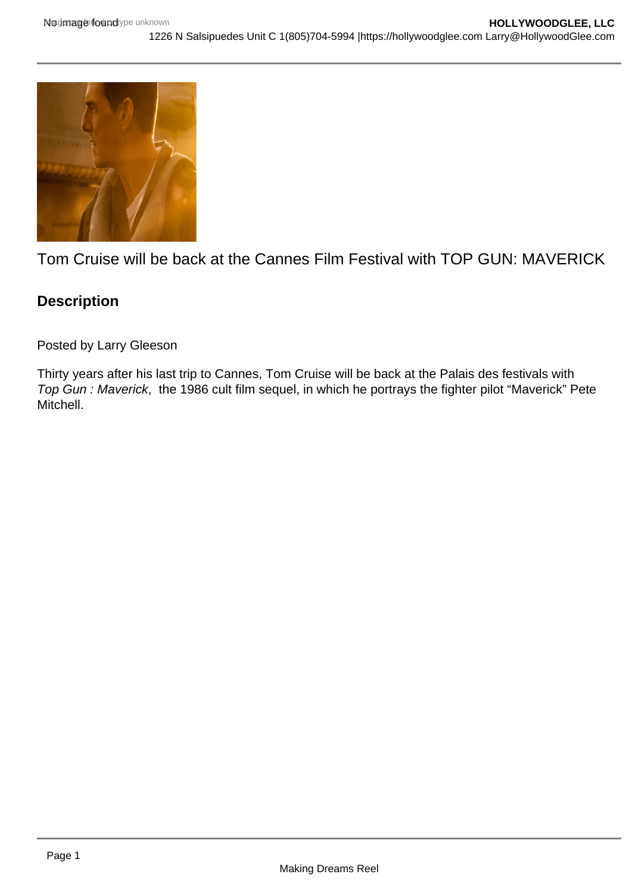Tom Cruise will be back at the Cannes Film Festival with TOP GUN: MAVERICK

## Description

Posted by Larry Gleeson

Thirty years after his last trip to Cannes, Tom Cruise will be back at the Palais des festivals with *Top Gun : Maverick*, the 1986 cult film sequel, in which he portrays the fighter pilot “Maverick” Pete Mitchell.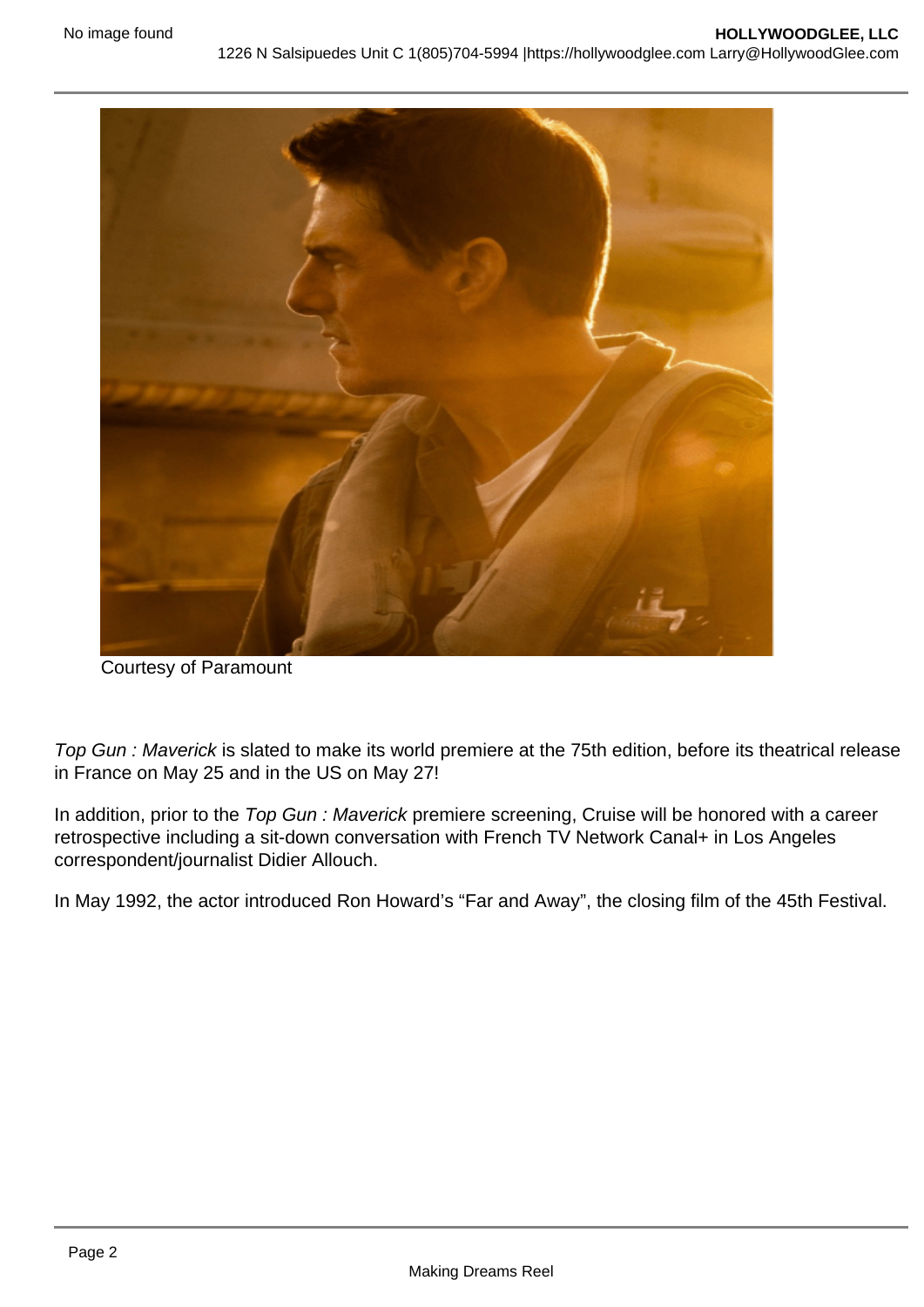Courtesy of Paramount

*Top Gun : Maverick* is slated to make its world premiere at the 75th edition, before its theatrical release in France on May 25 and in the US on May 27!

In addition, prior to the *Top Gun : Maverick* premiere screening, Cruise will be honored with a career retrospective including a sit-down conversation with French TV Network Canal+ in Los Angeles correspondent/journalist Didier Allouch.

In May 1992, the actor introduced Ron Howard's "Far and Away", the closing film of the 45th Festival.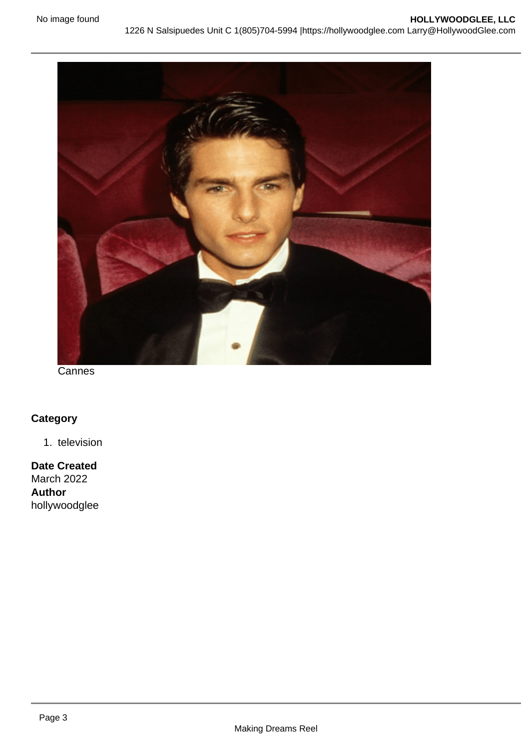Cannes

**Category**

1. television

**Date Created**
March 2022
**Author**
hollywoodglee